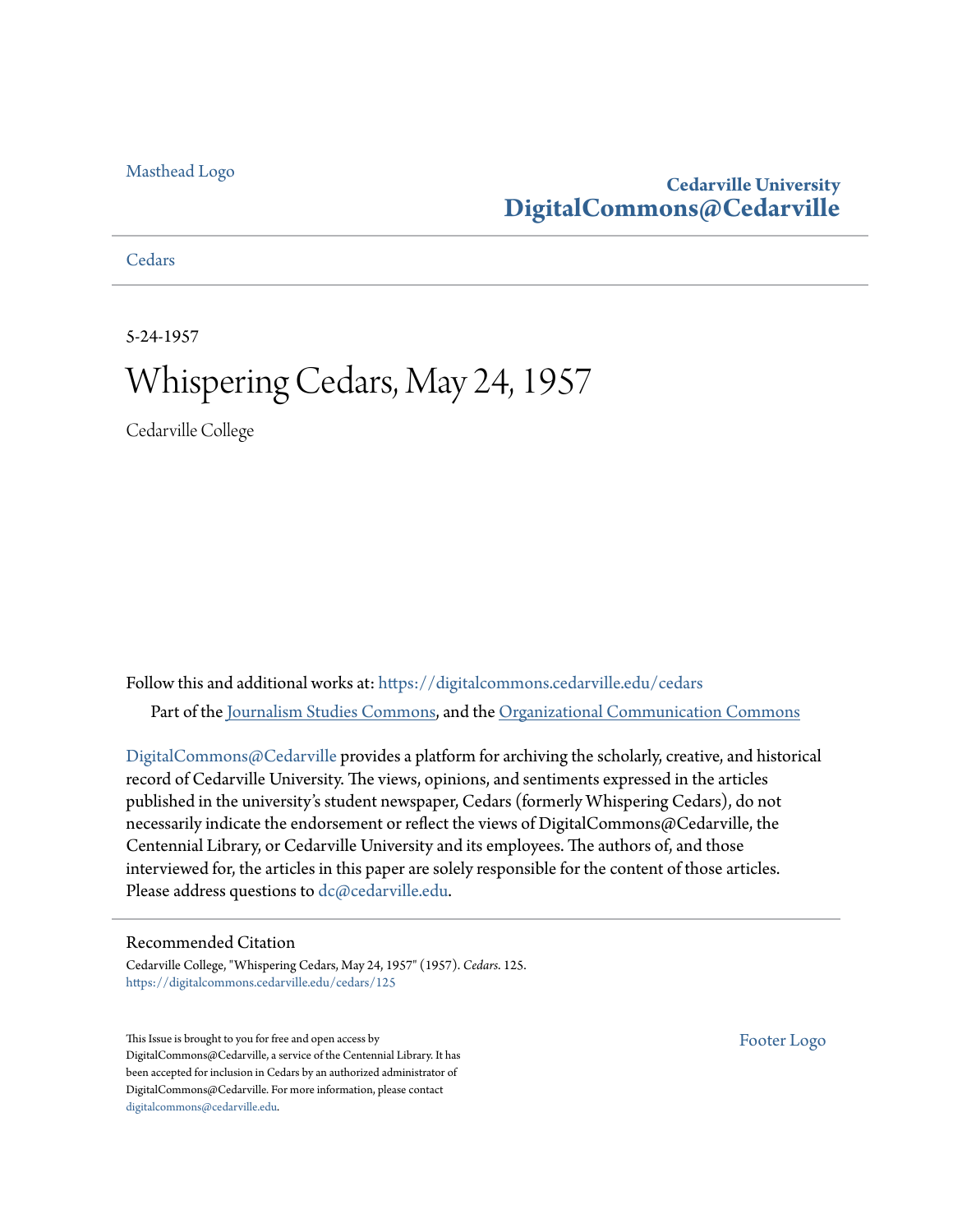Masthead Logo

**Cedarville University**
**DigitalCommons@Cedarville**

Cedars

5-24-1957

# Whispering Cedars, May 24, 1957

Cedarville College

Follow this and additional works at: https://digitalcommons.cedarville.edu/cedars

Part of the Journalism Studies Commons, and the Organizational Communication Commons

DigitalCommons@Cedarville provides a platform for archiving the scholarly, creative, and historical record of Cedarville University. The views, opinions, and sentiments expressed in the articles published in the university's student newspaper, Cedars (formerly Whispering Cedars), do not necessarily indicate the endorsement or reflect the views of DigitalCommons@Cedarville, the Centennial Library, or Cedarville University and its employees. The authors of, and those interviewed for, the articles in this paper are solely responsible for the content of those articles. Please address questions to dc@cedarville.edu.

## Recommended Citation

Cedarville College, "Whispering Cedars, May 24, 1957" (1957). *Cedars*. 125.
https://digitalcommons.cedarville.edu/cedars/125

This Issue is brought to you for free and open access by DigitalCommons@Cedarville, a service of the Centennial Library. It has been accepted for inclusion in Cedars by an authorized administrator of DigitalCommons@Cedarville. For more information, please contact digitalcommons@cedarville.edu.

Footer Logo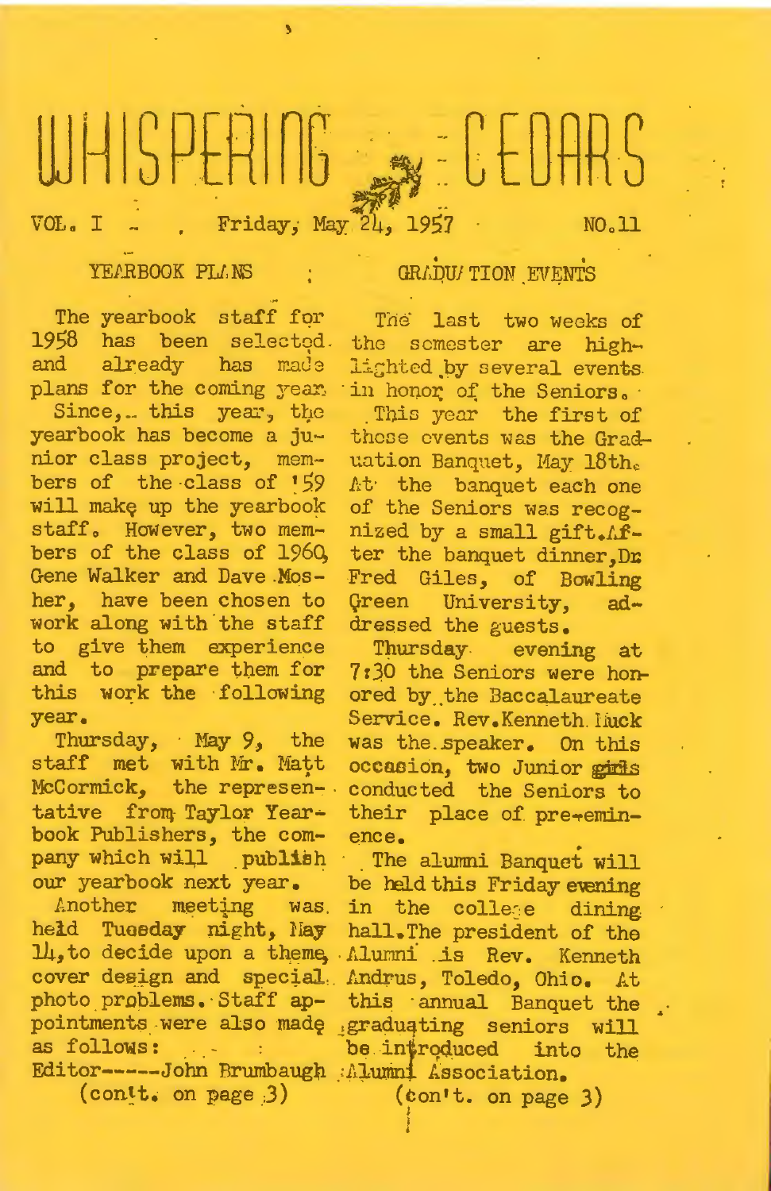# WHISPERING CEDARS

VOL. I . Friday, May 24, 1957 NO. 11

## YEARBOOK PLANS

The yearbook staff for 1958 has been selected and already has made plans for the coming year.

Since, this year, the yearbook has become a junior class project, members of the class of '59 will make up the yearbook staff. However, two members of the class of 1960, Gene Walker and Dave Mosher, have been chosen to work along with the staff to give them experience and to prepare them for this work the following year.

Thursday, May 9, the staff met with Mr. Matt McCormick, the representative from Taylor Yearbook Publishers, the company which will publish our yearbook next year.

Another meeting was held Tuesday night, May 14, to decide upon a theme, cover design and special photo problems. Staff appointments were also made as follows:

Editor-----John Brumbaugh

(con't. on page 3)

## GRADUATION EVENTS

The last two weeks of the semester are highlighted by several events in honor of the Seniors.

This year the first of these events was the Graduation Banquet, May 18th. At the banquet each one of the Seniors was recognized by a small gift. After the banquet dinner, Dr Fred Giles, of Bowling Green University, addressed the guests.

Thursday evening at 7:30 the Seniors were honored by the Baccalaureate Service. Rev. Kenneth Huck was the speaker. On this occasion, two Junior girls conducted the Seniors to their place of pre-eminence.

The alumni Banquet will be held this Friday evening in the college dining hall. The president of the Alumni is Rev. Kenneth Andrus, Toledo, Ohio. At this annual Banquet the graduating seniors will be introduced into the Alumni Association.

(con't. on page 3)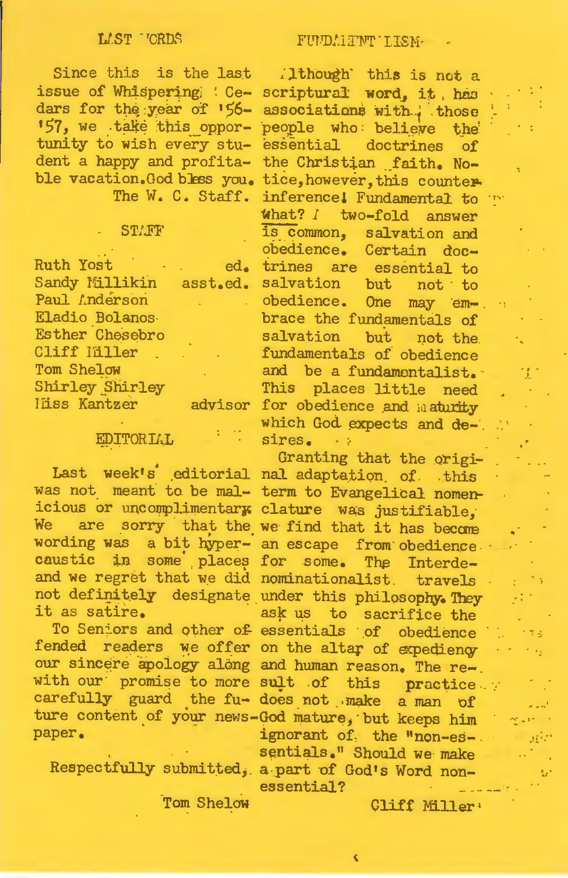## LAST WORDS

Since this is the last issue of Whispering Cedars for the year of '56-'57, we take this opportunity to wish every student a happy and profitable vacation. God bless you.

The W. C. Staff.

## STAFF

| | |
|---|---|
| Ruth Yost | ed. |
| Sandy Millikin | asst. ed. |
| Paul Anderson | |
| Eladio Bolanos | |
| Esther Chesebro | |
| Cliff Miller | |
| Tom Shelow | |
| Shirley Shirley | |
| Miss Kantzer | advisor |

## EDITORIAL

Last week's editorial was not meant to be malicious or uncomplimentary. We are sorry that the wording was a bit hypercaustic in some places and we regret that we did not definitely designate it as satire.

To Seniors and other offended readers we offer our sincere apology along with our promise to more carefully guard the future content of your newspaper.

Respectfully submitted,

Tom Shelow

## FUNDAMENTALISM

Although this is not a scriptural word, it has associations with those people who believe the essential doctrines of the Christian faith. Notice, however, this counter-inference! Fundamental to what? A two-fold answer is common, salvation and obedience. Certain doctrines are essential to salvation but not to obedience. One may embrace the fundamentals of salvation but not the fundamentals of obedience and be a fundamentalist. This places little need for obedience and maturity which God expects and desires.

Granting that the original adaptation of this term to Evangelical nomenclature was justifiable, we find that it has become an escape from obedience for some. The Interdenominationalist travels under this philosophy. They ask us to sacrifice the essentials of obedience on the altar of expediency and human reason. The result of this practice does not make a man of God mature, but keeps him ignorant of the "non-essentials." Should we make a part of God's Word non-essential?

Cliff Miller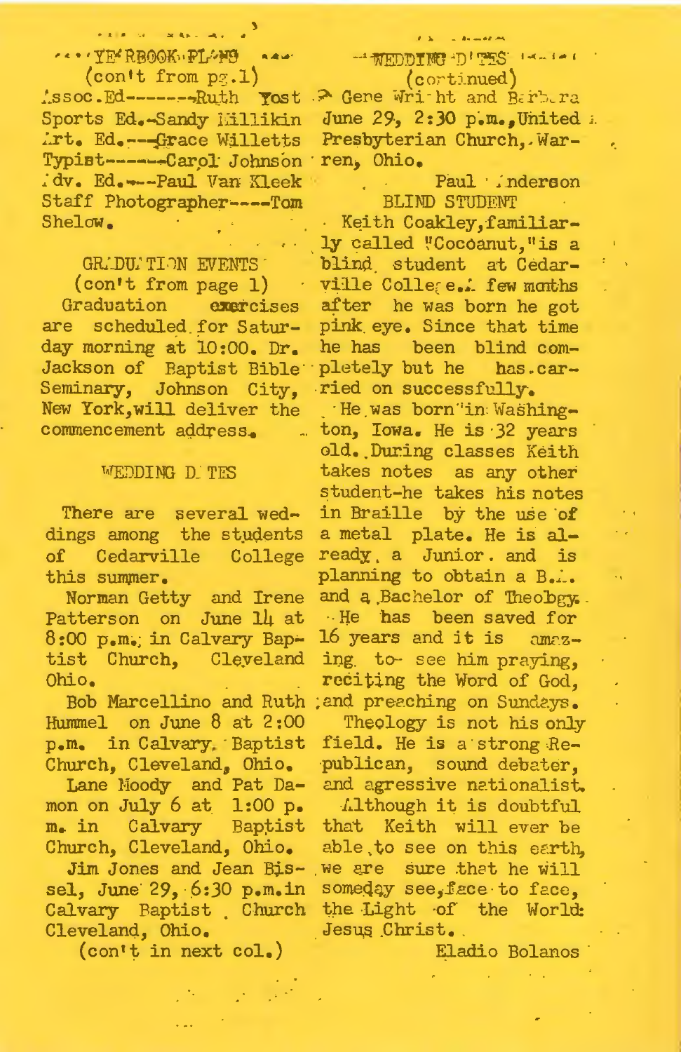## YEARBOOK PLANS

(con't from pg.1)

Assoc. Ed-------Ruth Yost
Sports Ed.-Sandy Millikin
Art. Ed.---Grace Willetts
Typist------Carol Johnson
Adv. Ed.---Paul Van Kleek
Staff Photographer----Tom Shelow.

## GRADUATION EVENTS

(con't from page 1)

Graduation exercises are scheduled for Saturday morning at 10:00. Dr. Jackson of Baptist Bible Seminary, Johnson City, New York, will deliver the commencement address.

## WEDDING DATES

There are several weddings among the students of Cedarville College this summer.

Norman Getty and Irene Patterson on June 14 at 8:00 p.m. in Calvary Baptist Church, Cleveland Ohio.

Bob Marcellino and Ruth Hummel on June 8 at 2:00 p.m. in Calvary Baptist Church, Cleveland, Ohio.

Lane Moody and Pat Damon on July 6 at 1:00 p.m. in Calvary Baptist Church, Cleveland, Ohio.

Jim Jones and Jean Bissel, June 29, 6:30 p.m. in Calvary Baptist Church Cleveland, Ohio.

(con't in next col.)

## WEDDING DATES

(continued)

Gene Wright and Barbara June 29, 2:30 p.m., United Presbyterian Church, Warren, Ohio.

Paul Anderson

## BLIND STUDENT

Keith Coakley, familiarly called "Cocoanut," is a blind student at Cedarville College. A few months after he was born he got pink eye. Since that time he has been blind completely but he has carried on successfully.

He was born in Washington, Iowa. He is 32 years old. During classes Keith takes notes as any other student-he takes his notes in Braille by the use of a metal plate. He is already a Junior and is planning to obtain a B.A. and a Bachelor of Theology.

He has been saved for 16 years and it is amazing to see him praying, reciting the Word of God, and preaching on Sundays.

Theology is not his only field. He is a strong Republican, sound debater, and agressive nationalist.

Although it is doubtful that Keith will ever be able to see on this earth, we are sure that he will someday see, face to face, the Light of the World: Jesus Christ.

Eladio Bolanos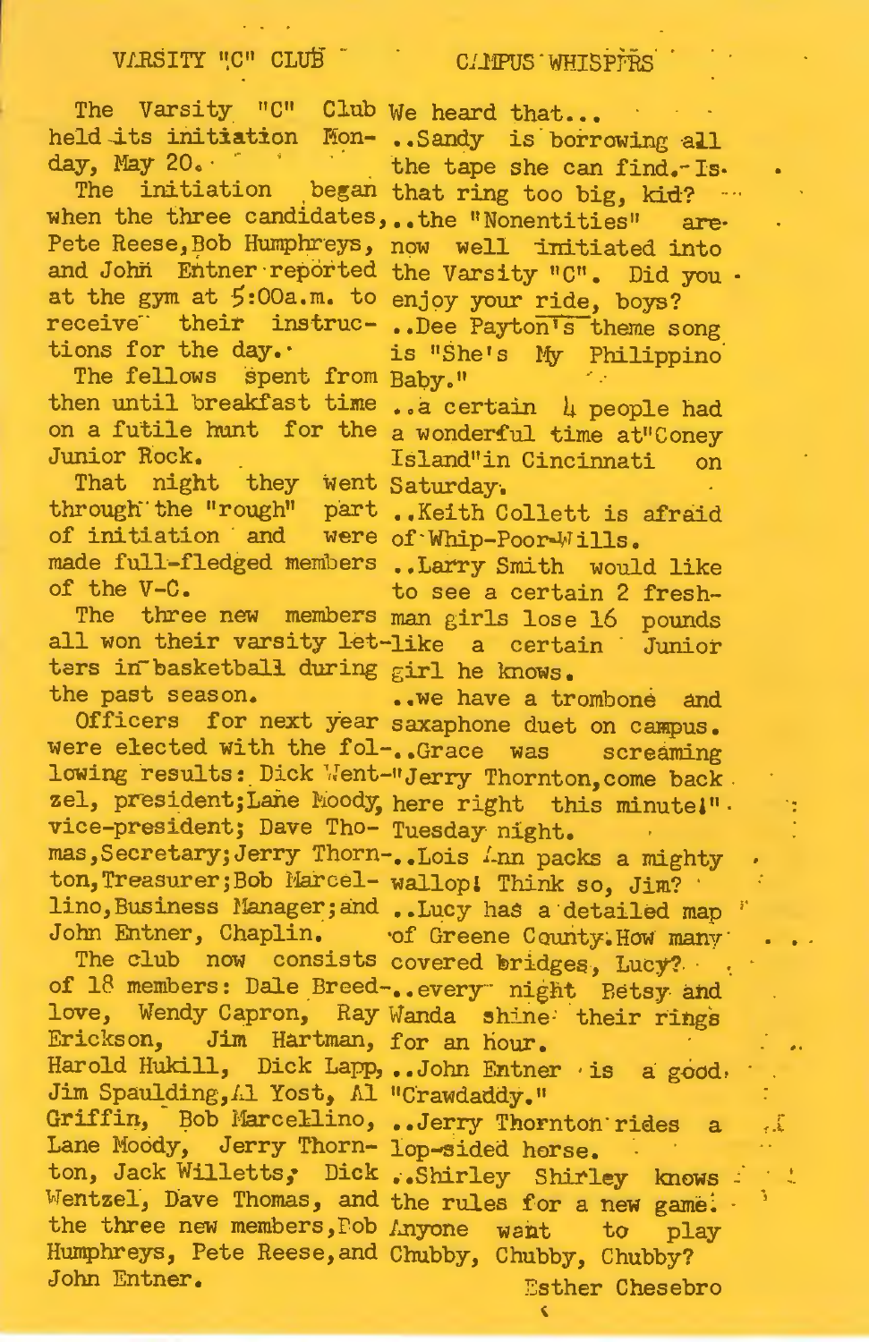## VARSITY "C" CLUB

The Varsity "C" Club held its initiation Monday, May 20.

The initiation began when the three candidates, Pete Reese, Bob Humphreys, and John Entner reported at the gym at 5:00a.m. to receive their instructions for the day.

The fellows spent from then until breakfast time on a futile hunt for the Junior Rock.

That night they went through the "rough" part of initiation and were made full-fledged members of the V-C.

The three new members all won their varsity letters in basketball during the past season.

Officers for next year were elected with the following results: Dick Wentzel, president; Lane Moody, vice-president; Dave Thomas, Secretary; Jerry Thornton, Treasurer; Bob Marcellino, Business Manager; and John Entner, Chaplin.

The club now consists of 18 members: Dale Breedlove, Wendy Capron, Ray Erickson, Jim Hartman, Harold Hukill, Dick Lapp, Jim Spaulding, Al Yost, Al Griffin, Bob Marcellino, Lane Moody, Jerry Thornton, Jack Willetts, Dick Wentzel, Dave Thomas, and the three new members, Bob Humphreys, Pete Reese, and John Entner.

## CAMPUS WHISPERS

We heard that...

..Sandy is borrowing all the tape she can find.-Is that ring too big, kid?

..the "Nonentities" are now well initiated into the Varsity "C". Did you enjoy your ride, boys?

..Dee Payton's theme song is "She's My Philippino Baby."

..a certain 4 people had a wonderful time at "Coney Island" in Cincinnati on Saturday.

..Keith Collett is afraid of Whip-Poor-Wills.

..Larry Smith would like to see a certain 2 freshman girls lose 16 pounds like a certain Junior girl he knows.

..we have a trombone and saxaphone duet on campus.

..Grace was screaming "Jerry Thornton, come back here right this minute!" Tuesday night.

..Lois Ann packs a mighty wallop! Think so, Jim?

..Lucy has a detailed map of Greene County. How many covered bridges, Lucy?

..every night Betsy and Wanda shine their rings for an hour.

..John Entner is a good "Crawdaddy."

..Jerry Thornton rides a lop-sided horse.

..Shirley Shirley knows the rules for a new game. Anyone want to play Chubby, Chubby, Chubby?

Esther Chesebro